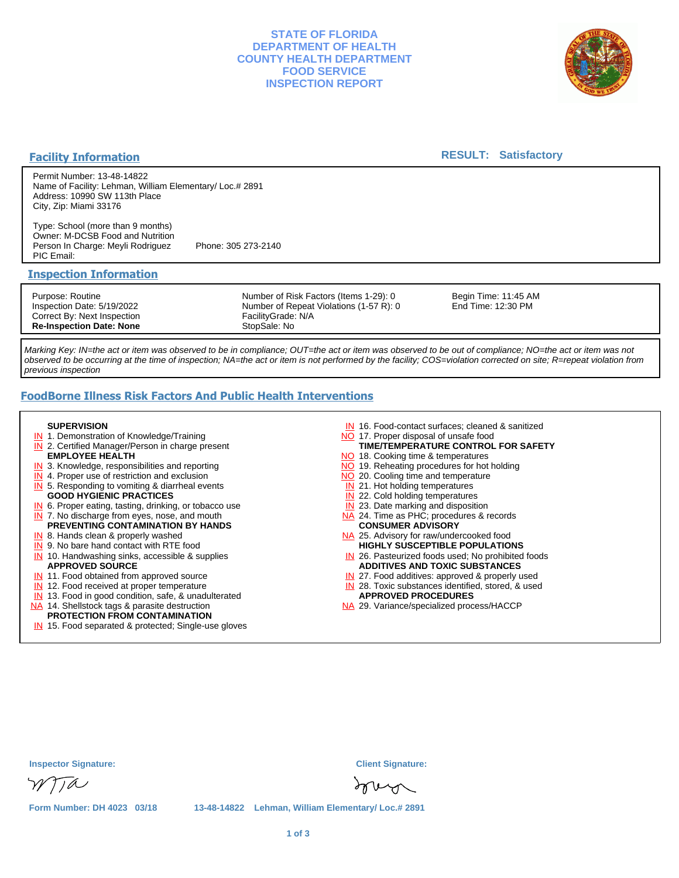# STATE OF FLORIDA
# DEPARTMENT OF HEALTH
# COUNTY HEALTH DEPARTMENT
# FOOD SERVICE
# INSPECTION REPORT

## Facility Information

**RESULT: Satisfactory**

Permit Number: 13-48-14822
Name of Facility: Lehman, William Elementary/ Loc.# 2891
Address: 10990 SW 113th Place
City, Zip: Miami 33176

Type: School (more than 9 months)
Owner: M-DCSB Food and Nutrition
Person In Charge: Meyli Rodriguez Phone: 305 273-2140
PIC Email:

## Inspection Information

| | | |
|---|---|---|
| Purpose: Routine | Number of Risk Factors (Items 1-29): 0 | Begin Time: 11:45 AM |
| Inspection Date: 5/19/2022 | Number of Repeat Violations (1-57 R): 0 | End Time: 12:30 PM |
| Correct By: Next Inspection | FacilityGrade: N/A | |
| **Re-Inspection Date: None** | StopSale: No | |

*Marking Key: IN=the act or item was observed to be in compliance; OUT=the act or item was observed to be out of compliance; NO=the act or item was not observed to be occurring at the time of inspection; NA=the act or item is not performed by the facility; COS=violation corrected on site; R=repeat violation from previous inspection*

## FoodBorne Illness Risk Factors And Public Health Interventions

**SUPERVISION**
- IN 1. Demonstration of Knowledge/Training
- IN 2. Certified Manager/Person in charge present

**EMPLOYEE HEALTH**
- IN 3. Knowledge, responsibilities and reporting
- IN 4. Proper use of restriction and exclusion
- IN 5. Responding to vomiting & diarrheal events

**GOOD HYGIENIC PRACTICES**
- IN 6. Proper eating, tasting, drinking, or tobacco use
- IN 7. No discharge from eyes, nose, and mouth

**PREVENTING CONTAMINATION BY HANDS**
- IN 8. Hands clean & properly washed
- IN 9. No bare hand contact with RTE food
- IN 10. Handwashing sinks, accessible & supplies

**APPROVED SOURCE**
- IN 11. Food obtained from approved source
- IN 12. Food received at proper temperature
- IN 13. Food in good condition, safe, & unadulterated
- NA 14. Shellstock tags & parasite destruction

**PROTECTION FROM CONTAMINATION**
- IN 15. Food separated & protected; Single-use gloves
- IN 16. Food-contact surfaces; cleaned & sanitized
- NO 17. Proper disposal of unsafe food

**TIME/TEMPERATURE CONTROL FOR SAFETY**
- NO 18. Cooking time & temperatures
- NO 19. Reheating procedures for hot holding
- NO 20. Cooling time and temperature
- IN 21. Hot holding temperatures
- IN 22. Cold holding temperatures
- IN 23. Date marking and disposition
- NA 24. Time as PHC; procedures & records

**CONSUMER ADVISORY**
- NA 25. Advisory for raw/undercooked food

**HIGHLY SUSCEPTIBLE POPULATIONS**
- IN 26. Pasteurized foods used; No prohibited foods

**ADDITIVES AND TOXIC SUBSTANCES**
- IN 27. Food additives: approved & properly used
- IN 28. Toxic substances identified, stored, & used

**APPROVED PROCEDURES**
- NA 29. Variance/specialized process/HACCP

Inspector Signature: Client Signature:

Form Number: DH 4023 03/18 13-48-14822 Lehman, William Elementary/ Loc.# 2891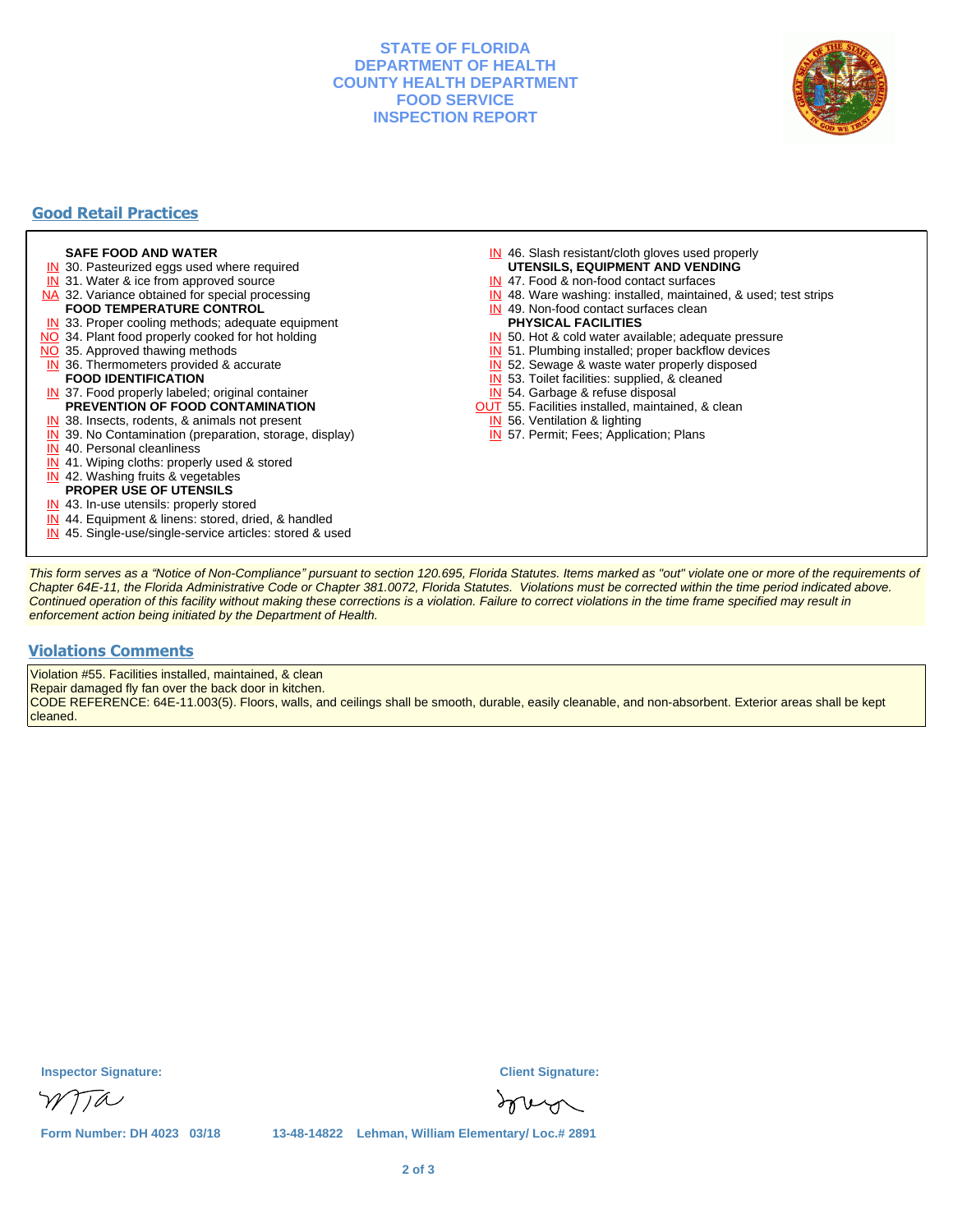**STATE OF FLORIDA**
**DEPARTMENT OF HEALTH**
**COUNTY HEALTH DEPARTMENT**
**FOOD SERVICE**
**INSPECTION REPORT**

## Good Retail Practices

**SAFE FOOD AND WATER**
- IN 30. Pasteurized eggs used where required
- IN 31. Water & ice from approved source
- NA 32. Variance obtained for special processing

**FOOD TEMPERATURE CONTROL**
- IN 33. Proper cooling methods; adequate equipment
- NO 34. Plant food properly cooked for hot holding
- NO 35. Approved thawing methods
- IN 36. Thermometers provided & accurate

**FOOD IDENTIFICATION**
- IN 37. Food properly labeled; original container

**PREVENTION OF FOOD CONTAMINATION**
- IN 38. Insects, rodents, & animals not present
- IN 39. No Contamination (preparation, storage, display)
- IN 40. Personal cleanliness
- IN 41. Wiping cloths: properly used & stored
- IN 42. Washing fruits & vegetables

**PROPER USE OF UTENSILS**
- IN 43. In-use utensils: properly stored
- IN 44. Equipment & linens: stored, dried, & handled
- IN 45. Single-use/single-service articles: stored & used
- IN 46. Slash resistant/cloth gloves used properly

**UTENSILS, EQUIPMENT AND VENDING**
- IN 47. Food & non-food contact surfaces
- IN 48. Ware washing: installed, maintained, & used; test strips
- IN 49. Non-food contact surfaces clean

**PHYSICAL FACILITIES**
- IN 50. Hot & cold water available; adequate pressure
- IN 51. Plumbing installed; proper backflow devices
- IN 52. Sewage & waste water properly disposed
- IN 53. Toilet facilities: supplied, & cleaned
- IN 54. Garbage & refuse disposal
- OUT 55. Facilities installed, maintained, & clean
- IN 56. Ventilation & lighting
- IN 57. Permit; Fees; Application; Plans

*This form serves as a "Notice of Non-Compliance" pursuant to section 120.695, Florida Statutes. Items marked as "out" violate one or more of the requirements of Chapter 64E-11, the Florida Administrative Code or Chapter 381.0072, Florida Statutes. Violations must be corrected within the time period indicated above. Continued operation of this facility without making these corrections is a violation. Failure to correct violations in the time frame specified may result in enforcement action being initiated by the Department of Health.*

## Violations Comments

Violation #55. Facilities installed, maintained, & clean
Repair damaged fly fan over the back door in kitchen.
CODE REFERENCE: 64E-11.003(5). Floors, walls, and ceilings shall be smooth, durable, easily cleanable, and non-absorbent. Exterior areas shall be kept cleaned.

**Inspector Signature:** **Client Signature:**

**Form Number: DH 4023 03/18** **13-48-14822 Lehman, William Elementary/ Loc.# 2891**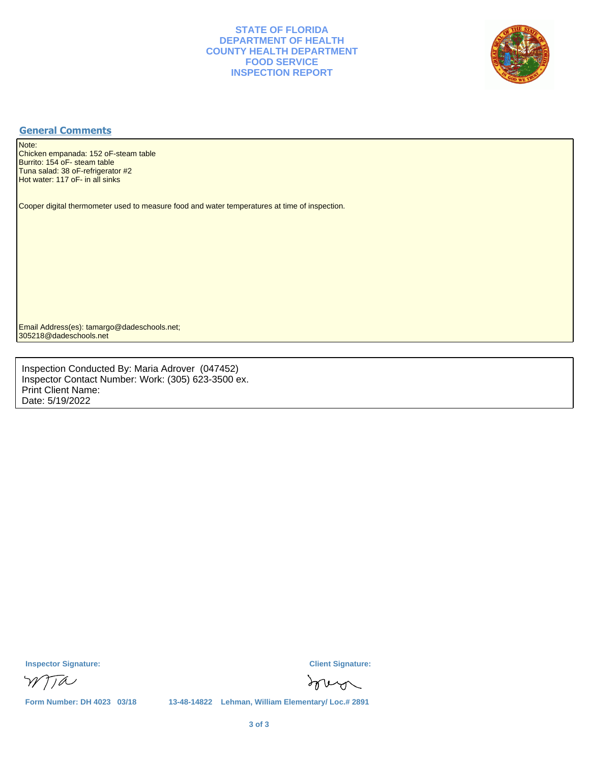STATE OF FLORIDA
DEPARTMENT OF HEALTH
COUNTY HEALTH DEPARTMENT
FOOD SERVICE
INSPECTION REPORT

## General Comments

Note:
Chicken empanada: 152 oF-steam table
Burrito: 154 oF- steam table
Tuna salad: 38 oF-refrigerator #2
Hot water: 117 oF- in all sinks

Cooper digital thermometer used to measure food and water temperatures at time of inspection.

Email Address(es): tamargo@dadeschools.net;
305218@dadeschools.net

Inspection Conducted By: Maria Adrover (047452)
Inspector Contact Number: Work: (305) 623-3500 ex.
Print Client Name:
Date: 5/19/2022

**Inspector Signature:**

**Client Signature:**

**Form Number: DH 4023 03/18** 13-48-14822 Lehman, William Elementary/ Loc.# 2891